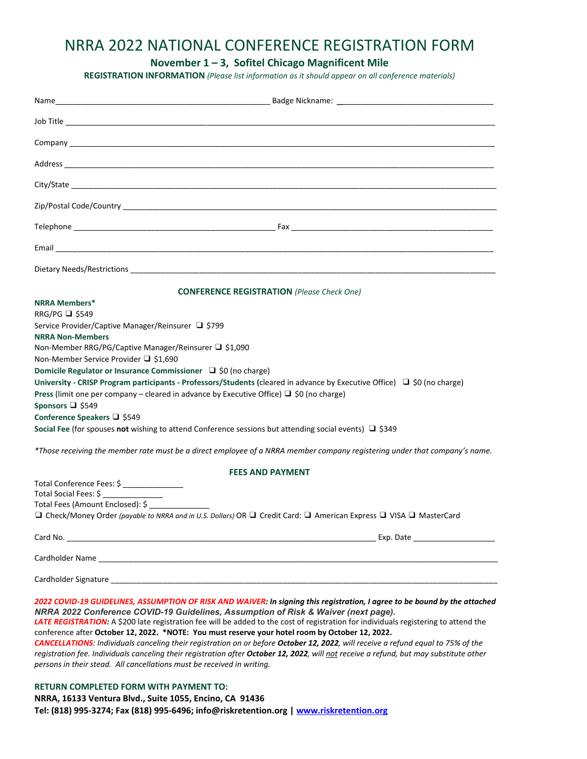# NRRA 2022 NATIONAL CONFERENCE REGISTRATION FORM

## November 1 – 3, Sofitel Chicago Magnificent Mile

**REGISTRATION INFORMATION** *(Please list information as it should appear on all conference materials)*

Name__________________________________________________ Badge Nickname: ___________________________________

Job Title ____________________________________________________________________________________________________

Company ____________________________________________________________________________________________________

Address _____________________________________________________________________________________________________

City/State ___________________________________________________________________________________________________

Zip/Postal Code/Country ______________________________________________________________________________________

Telephone _______________________________________________ Fax _______________________________________________

Email _______________________________________________________________________________________________________

Dietary Needs/Restrictions _____________________________________________________________________________________

**CONFERENCE REGISTRATION** *(Please Check One)*

**NRRA Members***

RRG/PG ❑ $549

Service Provider/Captive Manager/Reinsurer ❑ $799

**NRRA Non-Members**

Non-Member RRG/PG/Captive Manager/Reinsurer ❑ $1,090

Non-Member Service Provider ❑ $1,690

**Domicile Regulator or Insurance Commissioner** ❑ $0 (no charge)

**University - CRISP Program participants - Professors/Students (**cleared in advance by Executive Office) ❑ $0 (no charge)

**Press** (limit one per company – cleared in advance by Executive Office) ❑ $0 (no charge)

**Sponsors** ❑ $549

**Conference Speakers** ❑ $549

**Social Fee** (for spouses **not** wishing to attend Conference sessions but attending social events) ❑ $349

*\*Those receiving the member rate must be a direct employee of a NRRA member company registering under that company's name.*

**FEES AND PAYMENT**

Total Conference Fees: $ _____________

Total Social Fees: $ _____________

Total Fees (Amount Enclosed): $ _____________

❑ Check/Money Order *(payable to NRRA and in U.S. Dollars)* OR ❑ Credit Card: ❑ American Express ❑ VISA ❑ MasterCard

Card No. _______________________________________________________________________ Exp. Date __________________

Cardholder Name ______________________________________________________________________________________________

Cardholder Signature ___________________________________________________________________________________________

***2022 COVID-19 GUIDELINES, ASSUMPTION OF RISK AND WAIVER**: In signing this registration, I agree to be bound by the attached NRRA 2022 Conference COVID-19 Guidelines, Assumption of Risk & Waiver (next page).*

***LATE REGISTRATION:*** A $200 late registration fee will be added to the cost of registration for individuals registering to attend the conference after **October 12, 2022. \*NOTE: You must reserve your hotel room by October 12, 2022.**

***CANCELLATIONS**: Individuals canceling their registration on or before **October 12, 2022**, will receive a refund equal to 75% of the registration fee. Individuals canceling their registration after **October 12, 2022**, will not receive a refund, but may substitute other persons in their stead. All cancellations must be received in writing.*

**RETURN COMPLETED FORM WITH PAYMENT TO:**

**NRRA, 16133 Ventura Blvd., Suite 1055, Encino, CA 91436**

**Tel: (818) 995-3274; Fax (818) 995-6496; info@riskretention.org | www.riskretention.org**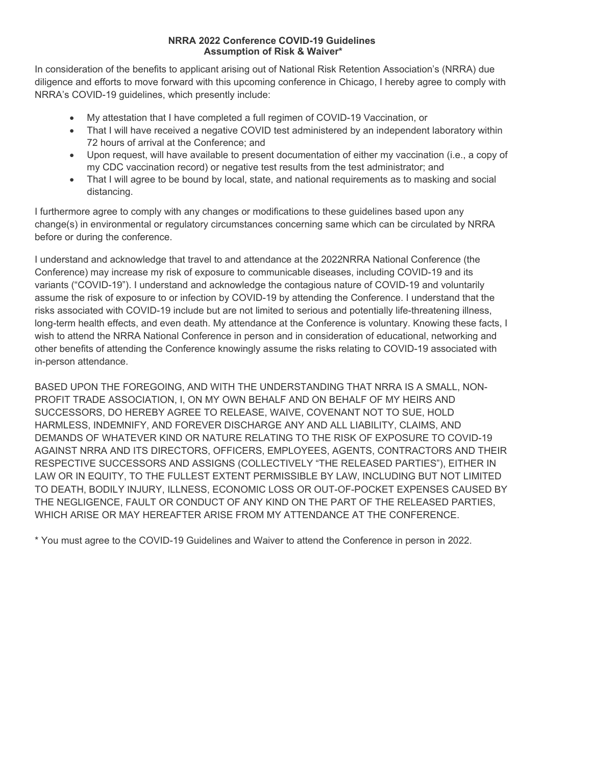**NRRA 2022 Conference COVID-19 Guidelines**
**Assumption of Risk & Waiver***

In consideration of the benefits to applicant arising out of National Risk Retention Association's (NRRA) due diligence and efforts to move forward with this upcoming conference in Chicago, I hereby agree to comply with NRRA's COVID-19 guidelines, which presently include:

- My attestation that I have completed a full regimen of COVID-19 Vaccination, or
- That I will have received a negative COVID test administered by an independent laboratory within 72 hours of arrival at the Conference; and
- Upon request, will have available to present documentation of either my vaccination (i.e., a copy of my CDC vaccination record) or negative test results from the test administrator; and
- That I will agree to be bound by local, state, and national requirements as to masking and social distancing.

I furthermore agree to comply with any changes or modifications to these guidelines based upon any change(s) in environmental or regulatory circumstances concerning same which can be circulated by NRRA before or during the conference.

I understand and acknowledge that travel to and attendance at the 2022NRRA National Conference (the Conference) may increase my risk of exposure to communicable diseases, including COVID-19 and its variants ("COVID-19"). I understand and acknowledge the contagious nature of COVID-19 and voluntarily assume the risk of exposure to or infection by COVID-19 by attending the Conference. I understand that the risks associated with COVID-19 include but are not limited to serious and potentially life-threatening illness, long-term health effects, and even death. My attendance at the Conference is voluntary. Knowing these facts, I wish to attend the NRRA National Conference in person and in consideration of educational, networking and other benefits of attending the Conference knowingly assume the risks relating to COVID-19 associated with in-person attendance.

BASED UPON THE FOREGOING, AND WITH THE UNDERSTANDING THAT NRRA IS A SMALL, NON-PROFIT TRADE ASSOCIATION, I, ON MY OWN BEHALF AND ON BEHALF OF MY HEIRS AND SUCCESSORS, DO HEREBY AGREE TO RELEASE, WAIVE, COVENANT NOT TO SUE, HOLD HARMLESS, INDEMNIFY, AND FOREVER DISCHARGE ANY AND ALL LIABILITY, CLAIMS, AND DEMANDS OF WHATEVER KIND OR NATURE RELATING TO THE RISK OF EXPOSURE TO COVID-19 AGAINST NRRA AND ITS DIRECTORS, OFFICERS, EMPLOYEES, AGENTS, CONTRACTORS AND THEIR RESPECTIVE SUCCESSORS AND ASSIGNS (COLLECTIVELY "THE RELEASED PARTIES"), EITHER IN LAW OR IN EQUITY, TO THE FULLEST EXTENT PERMISSIBLE BY LAW, INCLUDING BUT NOT LIMITED TO DEATH, BODILY INJURY, ILLNESS, ECONOMIC LOSS OR OUT-OF-POCKET EXPENSES CAUSED BY THE NEGLIGENCE, FAULT OR CONDUCT OF ANY KIND ON THE PART OF THE RELEASED PARTIES, WHICH ARISE OR MAY HEREAFTER ARISE FROM MY ATTENDANCE AT THE CONFERENCE.

* You must agree to the COVID-19 Guidelines and Waiver to attend the Conference in person in 2022.